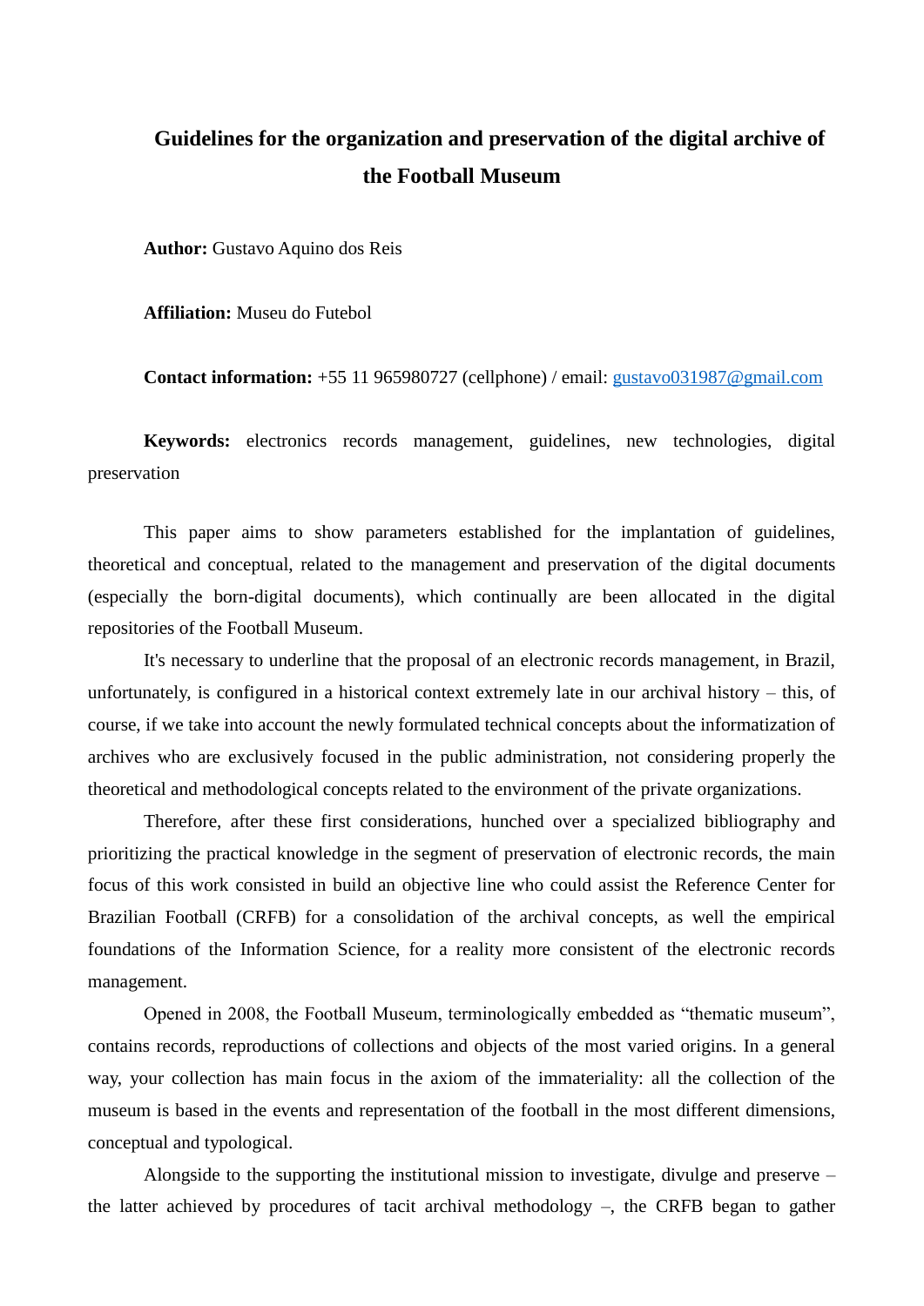# Guidelines for the organization and preservation of the digital archive of the Football Museum

**Author:** Gustavo Aquino dos Reis

**Affiliation:** Museu do Futebol

**Contact information:** +55 11 965980727 (cellphone) / email: gustavo031987@gmail.com

**Keywords:** electronics records management, guidelines, new technologies, digital preservation

This paper aims to show parameters established for the implantation of guidelines, theoretical and conceptual, related to the management and preservation of the digital documents (especially the born-digital documents), which continually are been allocated in the digital repositories of the Football Museum.

It's necessary to underline that the proposal of an electronic records management, in Brazil, unfortunately, is configured in a historical context extremely late in our archival history – this, of course, if we take into account the newly formulated technical concepts about the informatization of archives who are exclusively focused in the public administration, not considering properly the theoretical and methodological concepts related to the environment of the private organizations.

Therefore, after these first considerations, hunched over a specialized bibliography and prioritizing the practical knowledge in the segment of preservation of electronic records, the main focus of this work consisted in build an objective line who could assist the Reference Center for Brazilian Football (CRFB) for a consolidation of the archival concepts, as well the empirical foundations of the Information Science, for a reality more consistent of the electronic records management.

Opened in 2008, the Football Museum, terminologically embedded as "thematic museum", contains records, reproductions of collections and objects of the most varied origins. In a general way, your collection has main focus in the axiom of the immateriality: all the collection of the museum is based in the events and representation of the football in the most different dimensions, conceptual and typological.

Alongside to the supporting the institutional mission to investigate, divulge and preserve – the latter achieved by procedures of tacit archival methodology –, the CRFB began to gather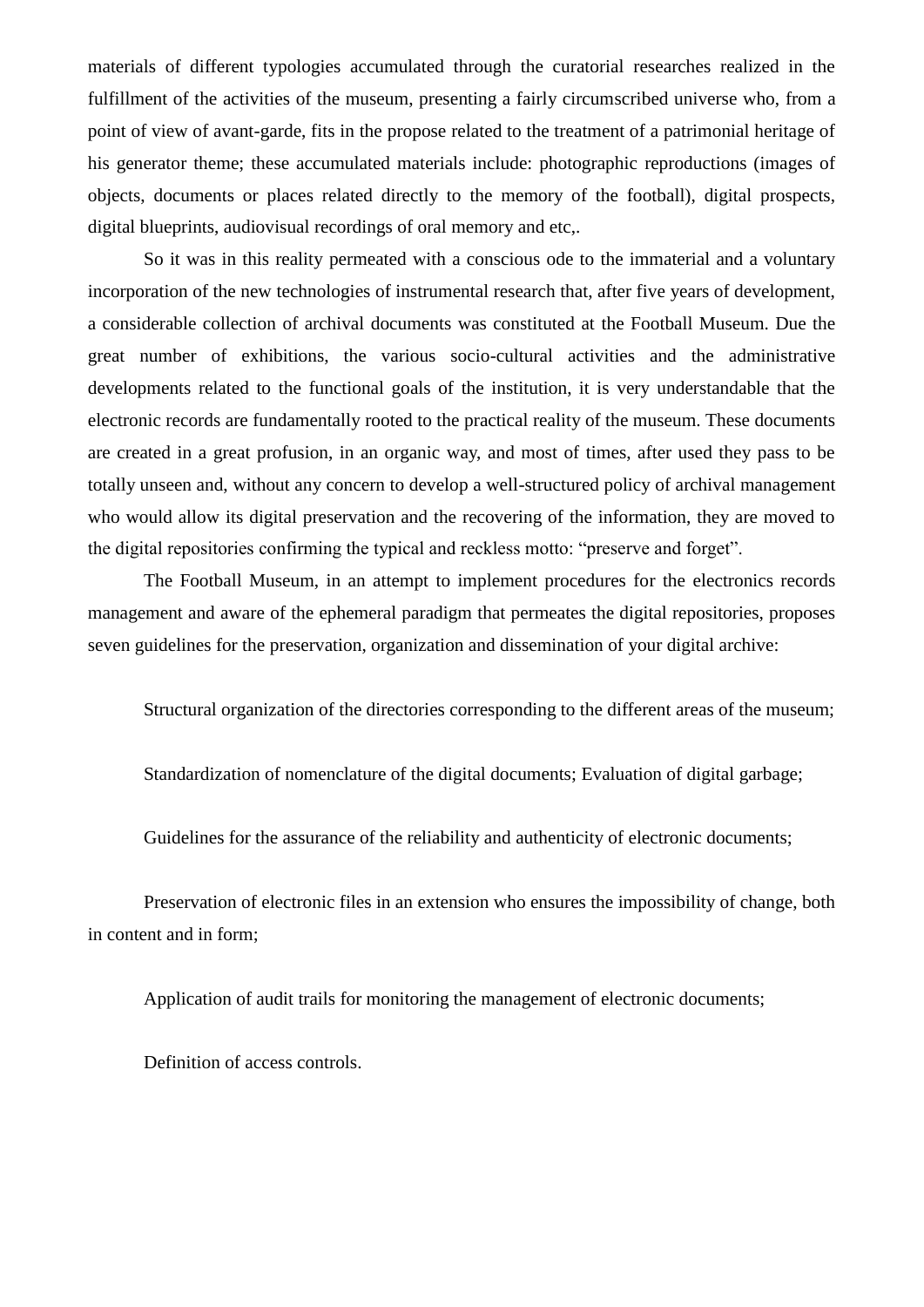materials of different typologies accumulated through the curatorial researches realized in the fulfillment of the activities of the museum, presenting a fairly circumscribed universe who, from a point of view of avant-garde, fits in the propose related to the treatment of a patrimonial heritage of his generator theme; these accumulated materials include: photographic reproductions (images of objects, documents or places related directly to the memory of the football), digital prospects, digital blueprints, audiovisual recordings of oral memory and etc,.

So it was in this reality permeated with a conscious ode to the immaterial and a voluntary incorporation of the new technologies of instrumental research that, after five years of development, a considerable collection of archival documents was constituted at the Football Museum. Due the great number of exhibitions, the various socio-cultural activities and the administrative developments related to the functional goals of the institution, it is very understandable that the electronic records are fundamentally rooted to the practical reality of the museum. These documents are created in a great profusion, in an organic way, and most of times, after used they pass to be totally unseen and, without any concern to develop a well-structured policy of archival management who would allow its digital preservation and the recovering of the information, they are moved to the digital repositories confirming the typical and reckless motto: “preserve and forget”.

The Football Museum, in an attempt to implement procedures for the electronics records management and aware of the ephemeral paradigm that permeates the digital repositories, proposes seven guidelines for the preservation, organization and dissemination of your digital archive:

Structural organization of the directories corresponding to the different areas of the museum;

Standardization of nomenclature of the digital documents; Evaluation of digital garbage;

Guidelines for the assurance of the reliability and authenticity of electronic documents;

Preservation of electronic files in an extension who ensures the impossibility of change, both in content and in form;

Application of audit trails for monitoring the management of electronic documents;

Definition of access controls.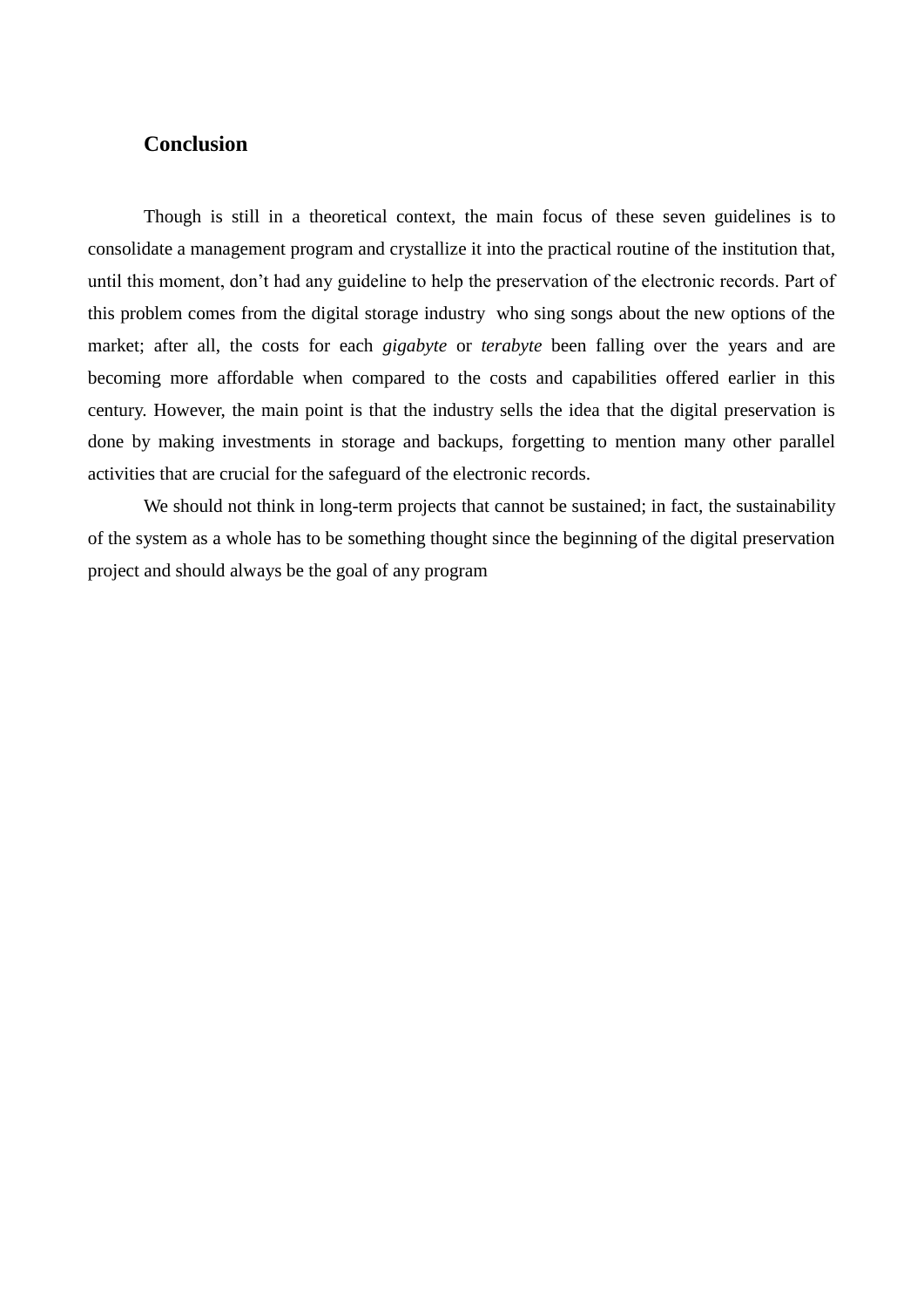## Conclusion

Though is still in a theoretical context, the main focus of these seven guidelines is to consolidate a management program and crystallize it into the practical routine of the institution that, until this moment, don't had any guideline to help the preservation of the electronic records. Part of this problem comes from the digital storage industry who sing songs about the new options of the market; after all, the costs for each *gigabyte* or *terabyte* been falling over the years and are becoming more affordable when compared to the costs and capabilities offered earlier in this century. However, the main point is that the industry sells the idea that the digital preservation is done by making investments in storage and backups, forgetting to mention many other parallel activities that are crucial for the safeguard of the electronic records.

We should not think in long-term projects that cannot be sustained; in fact, the sustainability of the system as a whole has to be something thought since the beginning of the digital preservation project and should always be the goal of any program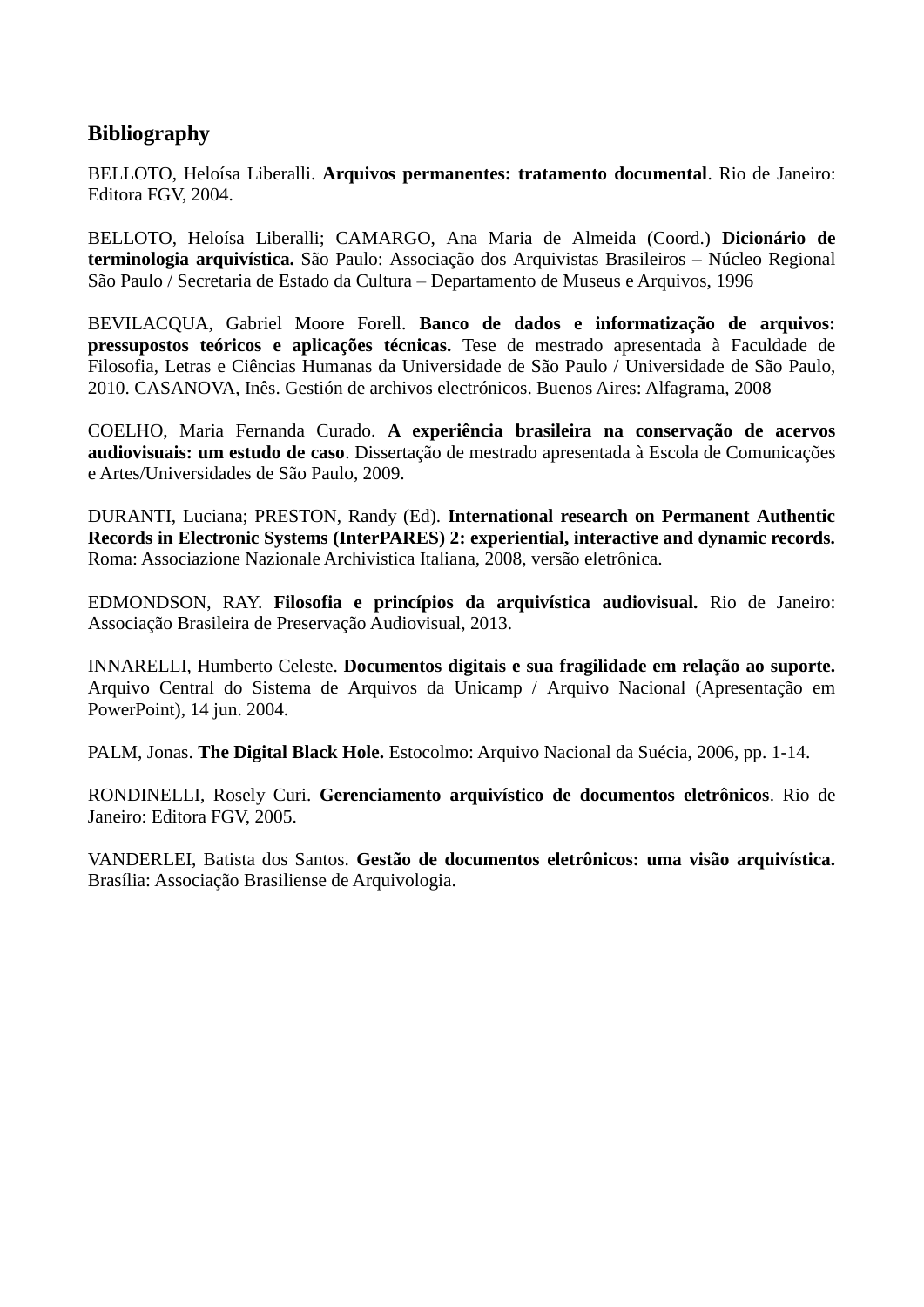## Bibliography

BELLOTO, Heloísa Liberalli. **Arquivos permanentes: tratamento documental**. Rio de Janeiro: Editora FGV, 2004.

BELLOTO, Heloísa Liberalli; CAMARGO, Ana Maria de Almeida (Coord.) **Dicionário de terminologia arquivística.** São Paulo: Associação dos Arquivistas Brasileiros – Núcleo Regional São Paulo / Secretaria de Estado da Cultura – Departamento de Museus e Arquivos, 1996

BEVILACQUA, Gabriel Moore Forell. **Banco de dados e informatização de arquivos: pressupostos teóricos e aplicações técnicas.** Tese de mestrado apresentada à Faculdade de Filosofia, Letras e Ciências Humanas da Universidade de São Paulo / Universidade de São Paulo, 2010. CASANOVA, Inês. Gestión de archivos electrónicos. Buenos Aires: Alfagrama, 2008

COELHO, Maria Fernanda Curado. **A experiência brasileira na conservação de acervos audiovisuais: um estudo de caso**. Dissertação de mestrado apresentada à Escola de Comunicações e Artes/Universidades de São Paulo, 2009.

DURANTI, Luciana; PRESTON, Randy (Ed). **International research on Permanent Authentic Records in Electronic Systems (InterPARES) 2: experiential, interactive and dynamic records.** Roma: Associazione Nazionale Archivistica Italiana, 2008, versão eletrônica.

EDMONDSON, RAY. **Filosofia e princípios da arquivística audiovisual.** Rio de Janeiro: Associação Brasileira de Preservação Audiovisual, 2013.

INNARELLI, Humberto Celeste. **Documentos digitais e sua fragilidade em relação ao suporte.** Arquivo Central do Sistema de Arquivos da Unicamp / Arquivo Nacional (Apresentação em PowerPoint), 14 jun. 2004.

PALM, Jonas. **The Digital Black Hole.** Estocolmo: Arquivo Nacional da Suécia, 2006, pp. 1-14.

RONDINELLI, Rosely Curi. **Gerenciamento arquivístico de documentos eletrônicos**. Rio de Janeiro: Editora FGV, 2005.

VANDERLEI, Batista dos Santos. **Gestão de documentos eletrônicos: uma visão arquivística.** Brasília: Associação Brasiliense de Arquivologia.